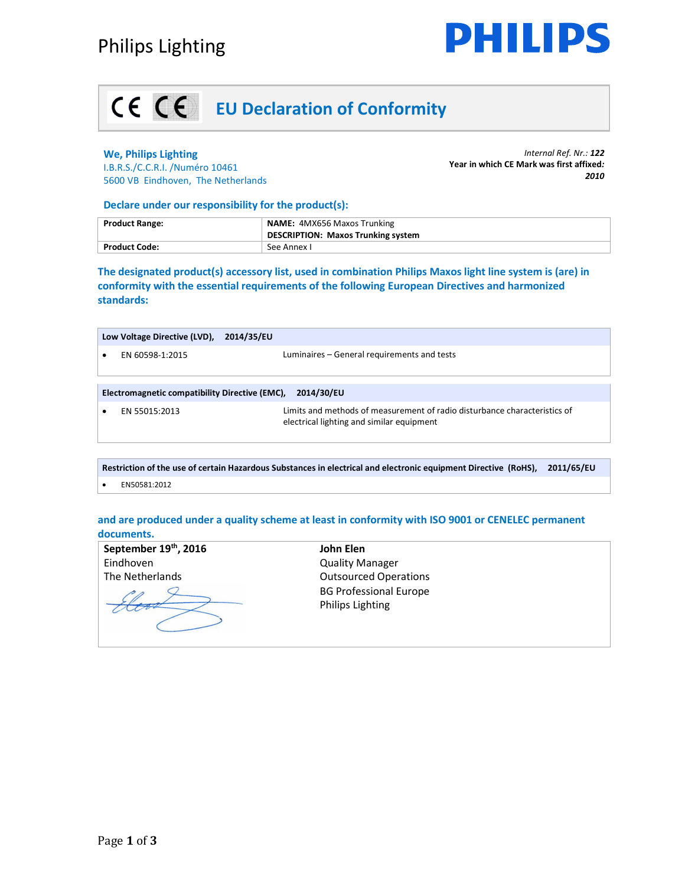Philips Lighting

PHILIPS

# EU Declaration of Conformity

**We, Philips Lighting**
I.B.R.S./C.C.R.I. /Numéro 10461
5600 VB Eindhoven, The Netherlands

*Internal Ref. Nr.:* ***122***
**Year in which CE Mark was first affixed*****:***
***2010***

**Declare under our responsibility for the product(s):**

| | |
|---|---|
| **Product Range:** | **NAME:** 4MX656 Maxos Trunking<br>**DESCRIPTION: Maxos Trunking system** |
| **Product Code:** | See Annex I |

**The designated product(s) accessory list, used in combination Philips Maxos light line system is (are) in conformity with the essential requirements of the following European Directives and harmonized standards:**

| Low Voltage Directive (LVD), 2014/35/EU | |
|---|---|
| • EN 60598-1:2015 | Luminaires – General requirements and tests |

| Electromagnetic compatibility Directive (EMC), 2014/30/EU | |
|---|---|
| • EN 55015:2013 | Limits and methods of measurement of radio disturbance characteristics of electrical lighting and similar equipment |

| Restriction of the use of certain Hazardous Substances in electrical and electronic equipment Directive (RoHS), 2011/65/EU |
|---|
| • EN50581:2012 |

**and are produced under a quality scheme at least in conformity with ISO 9001 or CENELEC permanent documents.**

**September 19th, 2016**
Eindhoven
The Netherlands

**John Elen**
Quality Manager
Outsourced Operations
BG Professional Europe
Philips Lighting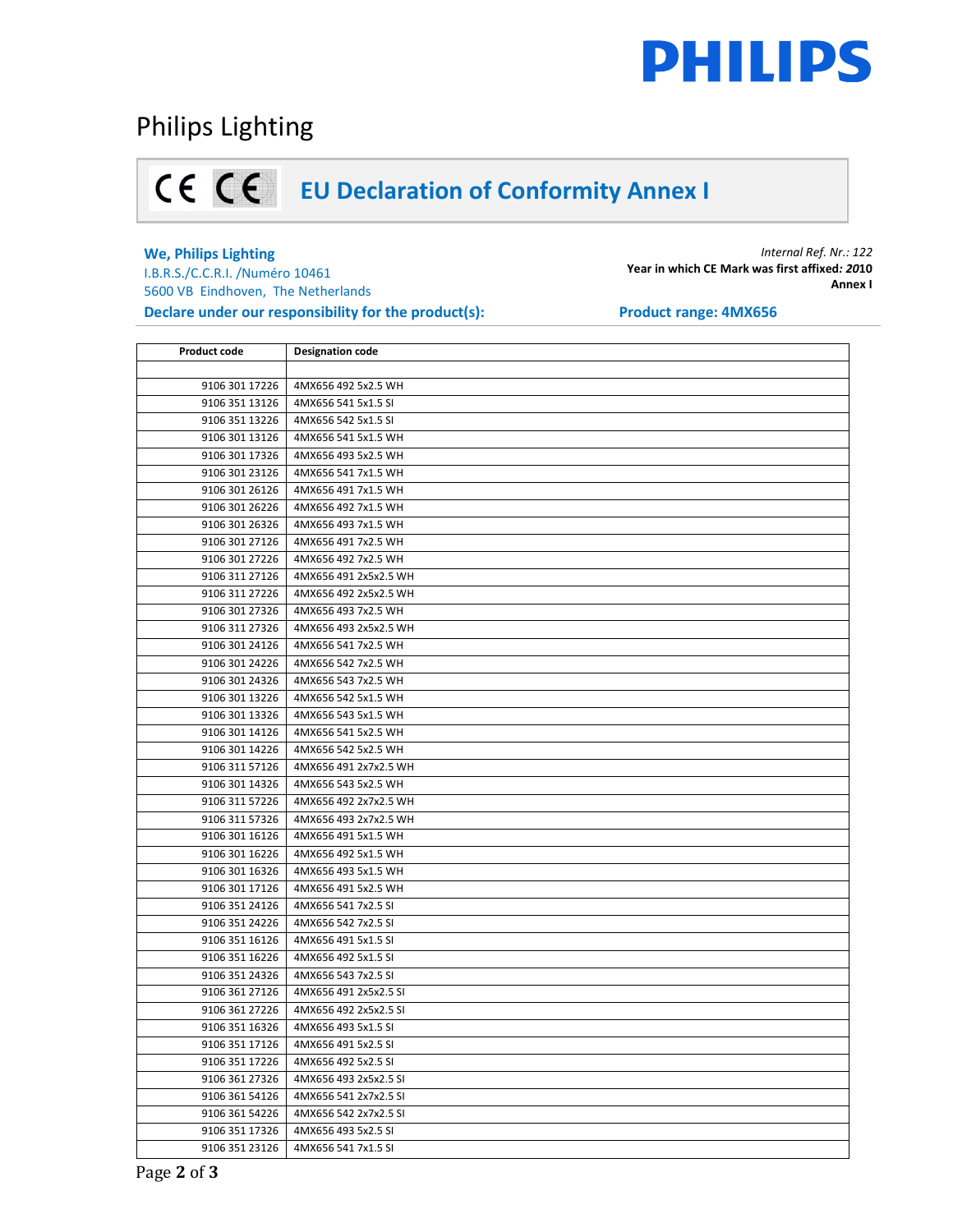Philips Lighting

# EU Declaration of Conformity Annex I

**We, Philips Lighting**
I.B.R.S./C.C.R.I. /Numéro 10461
5600 VB Eindhoven, The Netherlands

*Internal Ref. Nr.: 122*
**Year in which CE Mark was first affixed:** ***2010***
**Annex I**

**Declare under our responsibility for the product(s):**

**Product range: 4MX656**

| Product code | Designation code |
|---|---|
| | |
| 9106 301 17226 | 4MX656 492 5x2.5 WH |
| 9106 351 13126 | 4MX656 541 5x1.5 SI |
| 9106 351 13226 | 4MX656 542 5x1.5 SI |
| 9106 301 13126 | 4MX656 541 5x1.5 WH |
| 9106 301 17326 | 4MX656 493 5x2.5 WH |
| 9106 301 23126 | 4MX656 541 7x1.5 WH |
| 9106 301 26126 | 4MX656 491 7x1.5 WH |
| 9106 301 26226 | 4MX656 492 7x1.5 WH |
| 9106 301 26326 | 4MX656 493 7x1.5 WH |
| 9106 301 27126 | 4MX656 491 7x2.5 WH |
| 9106 301 27226 | 4MX656 492 7x2.5 WH |
| 9106 311 27126 | 4MX656 491 2x5x2.5 WH |
| 9106 311 27226 | 4MX656 492 2x5x2.5 WH |
| 9106 301 27326 | 4MX656 493 7x2.5 WH |
| 9106 311 27326 | 4MX656 493 2x5x2.5 WH |
| 9106 301 24126 | 4MX656 541 7x2.5 WH |
| 9106 301 24226 | 4MX656 542 7x2.5 WH |
| 9106 301 24326 | 4MX656 543 7x2.5 WH |
| 9106 301 13226 | 4MX656 542 5x1.5 WH |
| 9106 301 13326 | 4MX656 543 5x1.5 WH |
| 9106 301 14126 | 4MX656 541 5x2.5 WH |
| 9106 301 14226 | 4MX656 542 5x2.5 WH |
| 9106 311 57126 | 4MX656 491 2x7x2.5 WH |
| 9106 301 14326 | 4MX656 543 5x2.5 WH |
| 9106 311 57226 | 4MX656 492 2x7x2.5 WH |
| 9106 311 57326 | 4MX656 493 2x7x2.5 WH |
| 9106 301 16126 | 4MX656 491 5x1.5 WH |
| 9106 301 16226 | 4MX656 492 5x1.5 WH |
| 9106 301 16326 | 4MX656 493 5x1.5 WH |
| 9106 301 17126 | 4MX656 491 5x2.5 WH |
| 9106 351 24126 | 4MX656 541 7x2.5 SI |
| 9106 351 24226 | 4MX656 542 7x2.5 SI |
| 9106 351 16126 | 4MX656 491 5x1.5 SI |
| 9106 351 16226 | 4MX656 492 5x1.5 SI |
| 9106 351 24326 | 4MX656 543 7x2.5 SI |
| 9106 361 27126 | 4MX656 491 2x5x2.5 SI |
| 9106 361 27226 | 4MX656 492 2x5x2.5 SI |
| 9106 351 16326 | 4MX656 493 5x1.5 SI |
| 9106 351 17126 | 4MX656 491 5x2.5 SI |
| 9106 351 17226 | 4MX656 492 5x2.5 SI |
| 9106 361 27326 | 4MX656 493 2x5x2.5 SI |
| 9106 361 54126 | 4MX656 541 2x7x2.5 SI |
| 9106 361 54226 | 4MX656 542 2x7x2.5 SI |
| 9106 351 17326 | 4MX656 493 5x2.5 SI |
| 9106 351 23126 | 4MX656 541 7x1.5 SI |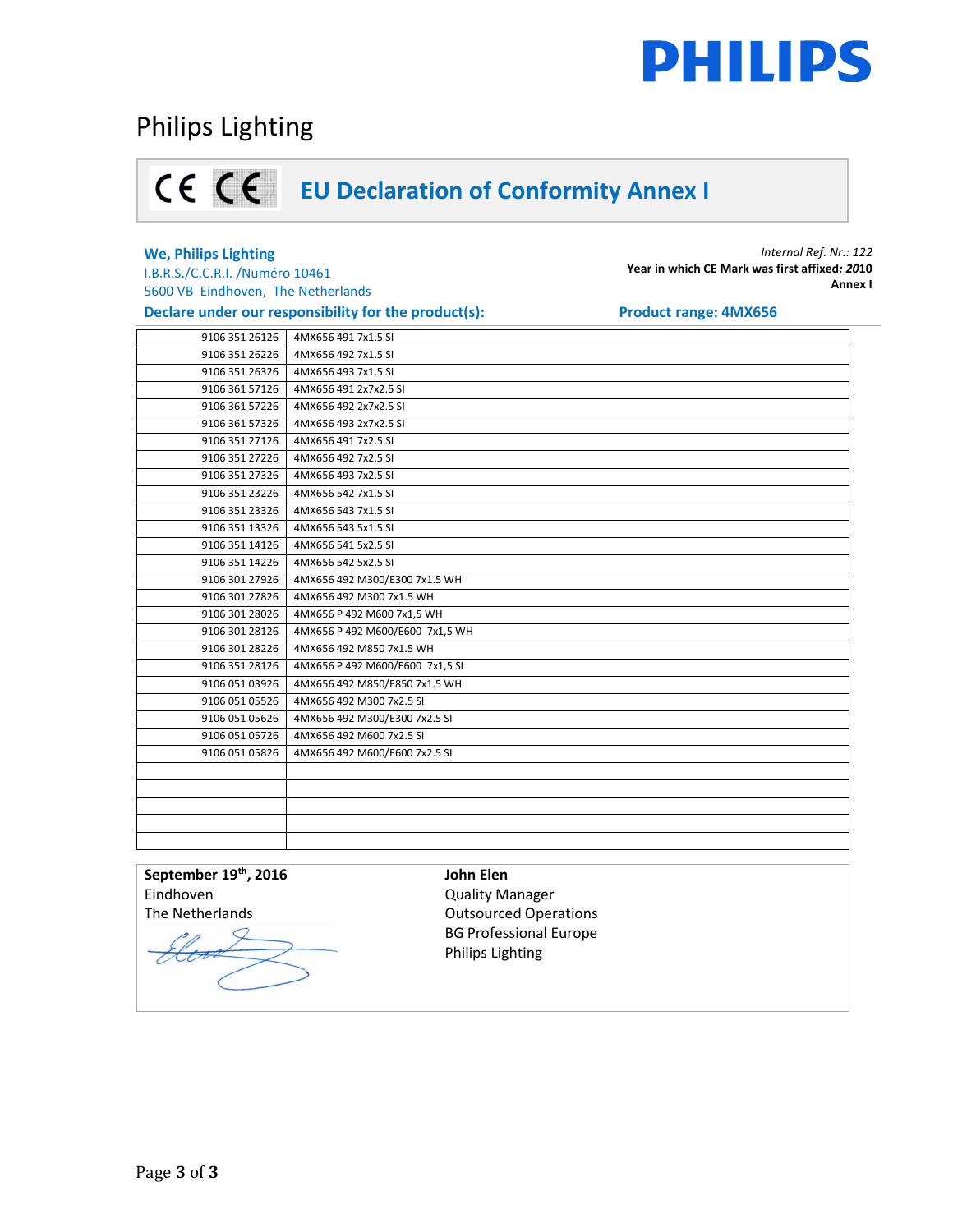# Philips Lighting

## EU Declaration of Conformity Annex I

**We, Philips Lighting**
I.B.R.S./C.C.R.I. /Numéro 10461
5600 VB Eindhoven, The Netherlands

*Internal Ref. Nr.: 122*
**Year in which CE Mark was first affixed: *2010***
**Annex I**

**Declare under our responsibility for the product(s):** **Product range: 4MX656**

| | |
|---|---|
| 9106 351 26126 | 4MX656 491 7x1.5 SI |
| 9106 351 26226 | 4MX656 492 7x1.5 SI |
| 9106 351 26326 | 4MX656 493 7x1.5 SI |
| 9106 361 57126 | 4MX656 491 2x7x2.5 SI |
| 9106 361 57226 | 4MX656 492 2x7x2.5 SI |
| 9106 361 57326 | 4MX656 493 2x7x2.5 SI |
| 9106 351 27126 | 4MX656 491 7x2.5 SI |
| 9106 351 27226 | 4MX656 492 7x2.5 SI |
| 9106 351 27326 | 4MX656 493 7x2.5 SI |
| 9106 351 23226 | 4MX656 542 7x1.5 SI |
| 9106 351 23326 | 4MX656 543 7x1.5 SI |
| 9106 351 13326 | 4MX656 543 5x1.5 SI |
| 9106 351 14126 | 4MX656 541 5x2.5 SI |
| 9106 351 14226 | 4MX656 542 5x2.5 SI |
| 9106 301 27926 | 4MX656 492 M300/E300 7x1.5 WH |
| 9106 301 27826 | 4MX656 492 M300 7x1.5 WH |
| 9106 301 28026 | 4MX656 P 492 M600 7x1,5 WH |
| 9106 301 28126 | 4MX656 P 492 M600/E600 7x1,5 WH |
| 9106 301 28226 | 4MX656 492 M850 7x1.5 WH |
| 9106 351 28126 | 4MX656 P 492 M600/E600 7x1,5 SI |
| 9106 051 03926 | 4MX656 492 M850/E850 7x1.5 WH |
| 9106 051 05526 | 4MX656 492 M300 7x2.5 SI |
| 9106 051 05626 | 4MX656 492 M300/E300 7x2.5 SI |
| 9106 051 05726 | 4MX656 492 M600 7x2.5 SI |
| 9106 051 05826 | 4MX656 492 M600/E600 7x2.5 SI |
| | |
| | |
| | |
| | |
| | |

**September 19th, 2016**
Eindhoven
The Netherlands

**John Elen**
Quality Manager
Outsourced Operations
BG Professional Europe
Philips Lighting